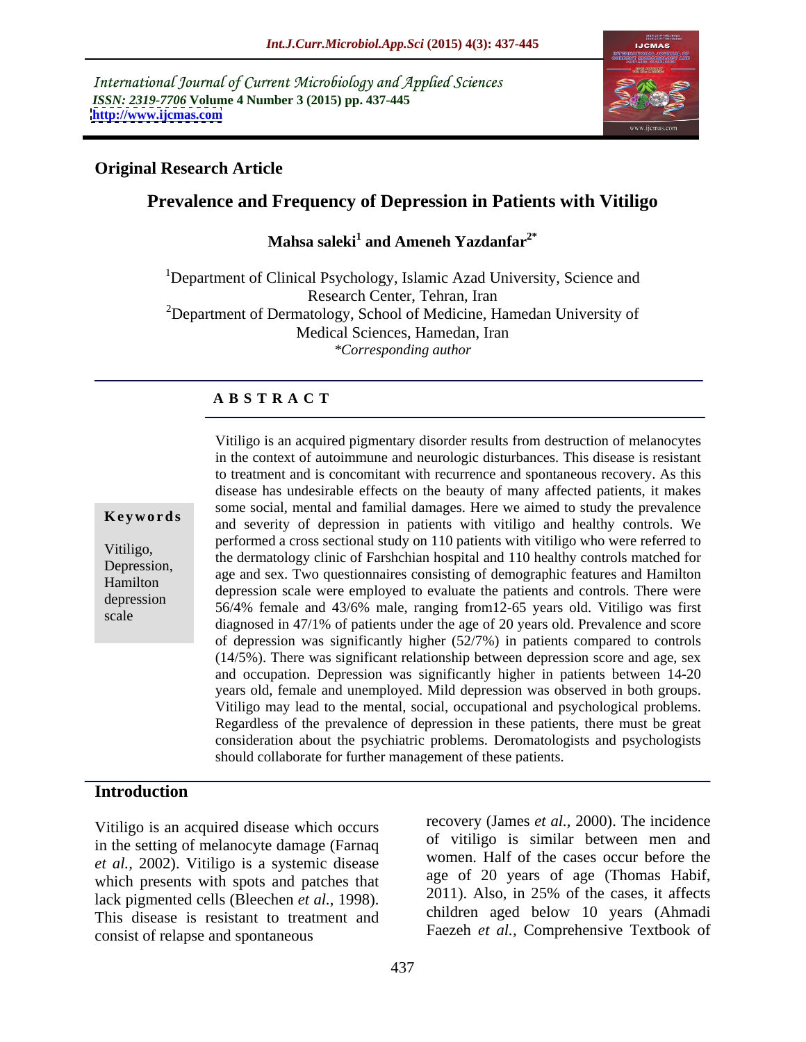International Journal of Current Microbiology and Applied Sciences
*ISSN: 2319-7706* **Volume 4 Number 3 (2015) pp. 437-445**
**http://www.ijcmas.com**

**Original Research Article**

# Prevalence and Frequency of Depression in Patients with Vitiligo

**Mahsa saleki[1] and Ameneh Yazdanfar[2*]**

[1]Department of Clinical Psychology, Islamic Azad University, Science and Research Center, Tehran, Iran
[2]Department of Dermatology, School of Medicine, Hamedan University of Medical Sciences, Hamedan, Iran
*\*Corresponding author*

## ABSTRACT

**Keywords**

Vitiligo, Depression, Hamilton depression scale

Vitiligo is an acquired pigmentary disorder results from destruction of melanocytes in the context of autoimmune and neurologic disturbances. This disease is resistant to treatment and is concomitant with recurrence and spontaneous recovery. As this disease has undesirable effects on the beauty of many affected patients, it makes some social, mental and familial damages. Here we aimed to study the prevalence and severity of depression in patients with vitiligo and healthy controls. We performed a cross sectional study on 110 patients with vitiligo who were referred to the dermatology clinic of Farshchian hospital and 110 healthy controls matched for age and sex. Two questionnaires consisting of demographic features and Hamilton depression scale were employed to evaluate the patients and controls. There were 56/4% female and 43/6% male, ranging from12-65 years old. Vitiligo was first diagnosed in 47/1% of patients under the age of 20 years old. Prevalence and score of depression was significantly higher (52/7%) in patients compared to controls (14/5%). There was significant relationship between depression score and age, sex and occupation. Depression was significantly higher in patients between 14-20 years old, female and unemployed. Mild depression was observed in both groups. Vitiligo may lead to the mental, social, occupational and psychological problems. Regardless of the prevalence of depression in these patients, there must be great consideration about the psychiatric problems. Deromatologists and psychologists should collaborate for further management of these patients.

## Introduction

Vitiligo is an acquired disease which occurs in the setting of melanocyte damage (Farnaq *et al.,* 2002). Vitiligo is a systemic disease which presents with spots and patches that lack pigmented cells (Bleechen *et al.,* 1998). This disease is resistant to treatment and consist of relapse and spontaneous recovery (James *et al.,* 2000). The incidence of vitiligo is similar between men and women. Half of the cases occur before the age of 20 years of age (Thomas Habif, 2011). Also, in 25% of the cases, it affects children aged below 10 years (Ahmadi Faezeh *et al.,* Comprehensive Textbook of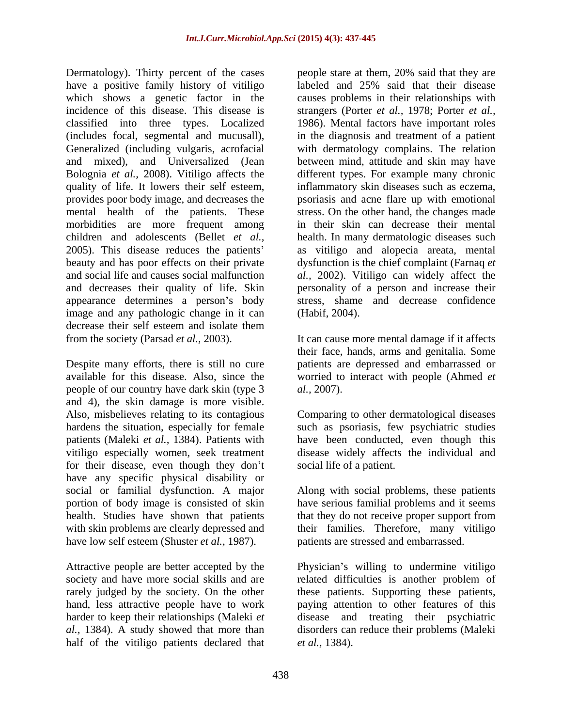Dermatology). Thirty percent of the cases have a positive family history of vitiligo which shows a genetic factor in the incidence of this disease. This disease is classified into three types. Localized (includes focal, segmental and mucusall), Generalized (including vulgaris, acrofacial and mixed), and Universalized (Jean Bolognia *et al.,* 2008). Vitiligo affects the quality of life. It lowers their self esteem, provides poor body image, and decreases the mental health of the patients. These morbidities are more frequent among children and adolescents (Bellet *et al.,* 2005). This disease reduces the patients' beauty and has poor effects on their private and social life and causes social malfunction and decreases their quality of life. Skin appearance determines a person's body image and any pathologic change in it can decrease their self esteem and isolate them from the society (Parsad *et al.,* 2003).

Despite many efforts, there is still no cure available for this disease. Also, since the people of our country have dark skin (type 3 and 4), the skin damage is more visible. Also, misbelieves relating to its contagious hardens the situation, especially for female patients (Maleki *et al.,* 1384). Patients with vitiligo especially women, seek treatment for their disease, even though they don't have any specific physical disability or social or familial dysfunction. A major portion of body image is consisted of skin health. Studies have shown that patients with skin problems are clearly depressed and have low self esteem (Shuster *et al.,* 1987).

Attractive people are better accepted by the society and have more social skills and are rarely judged by the society. On the other hand, less attractive people have to work harder to keep their relationships (Maleki *et al.,* 1384). A study showed that more than half of the vitiligo patients declared that people stare at them, 20% said that they are labeled and 25% said that their disease causes problems in their relationships with strangers (Porter *et al.,* 1978; Porter *et al.,* 1986). Mental factors have important roles in the diagnosis and treatment of a patient with dermatology complains. The relation between mind, attitude and skin may have different types. For example many chronic inflammatory skin diseases such as eczema, psoriasis and acne flare up with emotional stress. On the other hand, the changes made in their skin can decrease their mental health. In many dermatologic diseases such as vitiligo and alopecia areata, mental dysfunction is the chief complaint (Farnaq *et al.,* 2002). Vitiligo can widely affect the personality of a person and increase their stress, shame and decrease confidence (Habif, 2004).

It can cause more mental damage if it affects their face, hands, arms and genitalia. Some patients are depressed and embarrassed or worried to interact with people (Ahmed *et al.,* 2007).

Comparing to other dermatological diseases such as psoriasis, few psychiatric studies have been conducted, even though this disease widely affects the individual and social life of a patient.

Along with social problems, these patients have serious familial problems and it seems that they do not receive proper support from their families. Therefore, many vitiligo patients are stressed and embarrassed.

Physician's willing to undermine vitiligo related difficulties is another problem of these patients. Supporting these patients, paying attention to other features of this disease and treating their psychiatric disorders can reduce their problems (Maleki *et al.,* 1384).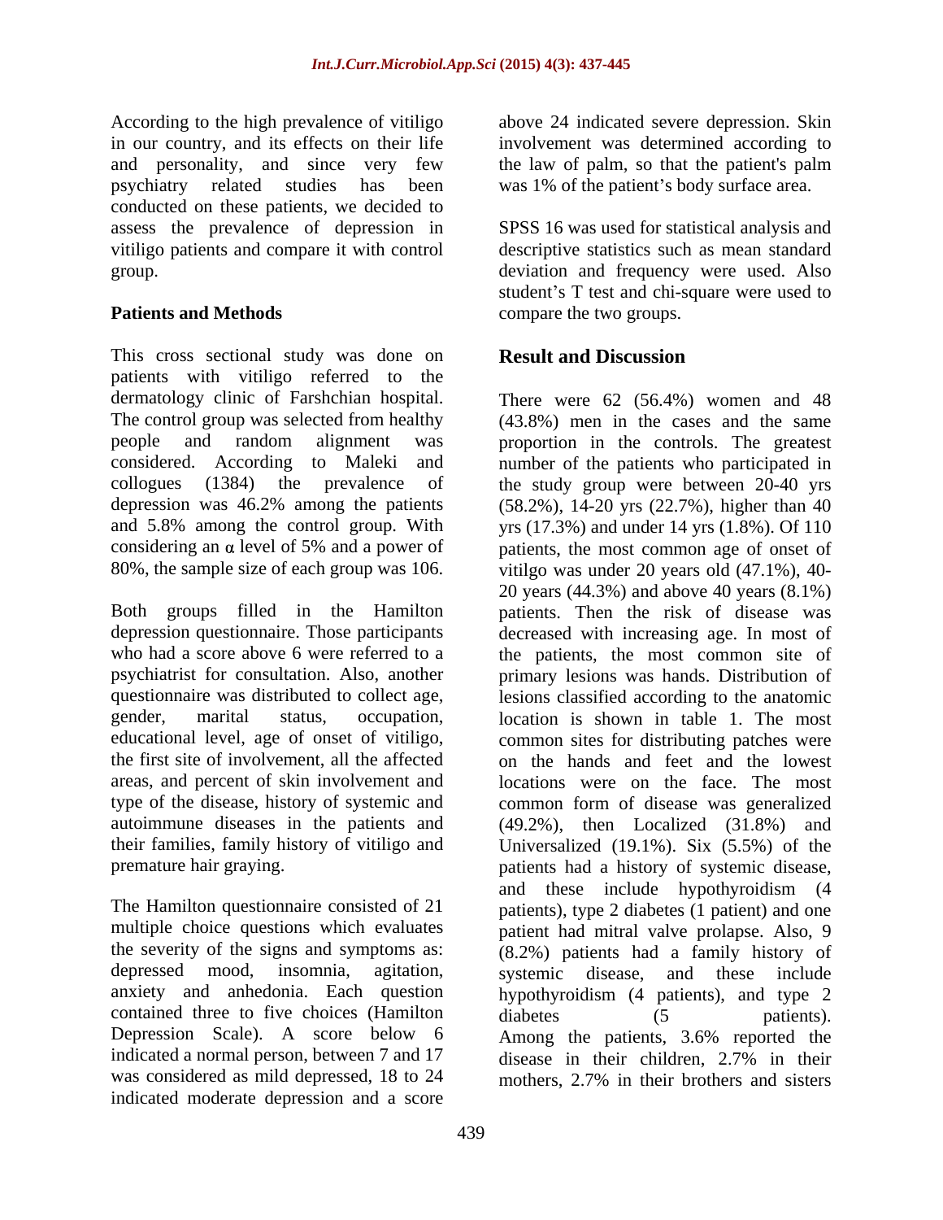According to the high prevalence of vitiligo in our country, and its effects on their life and personality, and since very few psychiatry related studies has been conducted on these patients, we decided to assess the prevalence of depression in vitiligo patients and compare it with control group.

## Patients and Methods

This cross sectional study was done on patients with vitiligo referred to the dermatology clinic of Farshchian hospital. The control group was selected from healthy people and random alignment was considered. According to Maleki and collogues (1384) the prevalence of depression was 46.2% among the patients and 5.8% among the control group. With considering an $\alpha$ level of 5% and a power of 80%, the sample size of each group was 106.

Both groups filled in the Hamilton depression questionnaire. Those participants who had a score above 6 were referred to a psychiatrist for consultation. Also, another questionnaire was distributed to collect age, gender, marital status, occupation, educational level, age of onset of vitiligo, the first site of involvement, all the affected areas, and percent of skin involvement and type of the disease, history of systemic and autoimmune diseases in the patients and their families, family history of vitiligo and premature hair graying.

The Hamilton questionnaire consisted of 21 multiple choice questions which evaluates the severity of the signs and symptoms as: depressed mood, insomnia, agitation, anxiety and anhedonia. Each question contained three to five choices (Hamilton Depression Scale). A score below 6 indicated a normal person, between 7 and 17 was considered as mild depressed, 18 to 24 indicated moderate depression and a score above 24 indicated severe depression. Skin involvement was determined according to the law of palm, so that the patient's palm was 1% of the patient's body surface area.

SPSS 16 was used for statistical analysis and descriptive statistics such as mean standard deviation and frequency were used. Also student's T test and chi-square were used to compare the two groups.

## Result and Discussion

There were 62 (56.4%) women and 48 (43.8%) men in the cases and the same proportion in the controls. The greatest number of the patients who participated in the study group were between 20-40 yrs (58.2%), 14-20 yrs (22.7%), higher than 40 yrs (17.3%) and under 14 yrs (1.8%). Of 110 patients, the most common age of onset of vitilgo was under 20 years old (47.1%), 40-20 years (44.3%) and above 40 years (8.1%) patients. Then the risk of disease was decreased with increasing age. In most of the patients, the most common site of primary lesions was hands. Distribution of lesions classified according to the anatomic location is shown in table 1. The most common sites for distributing patches were on the hands and feet and the lowest locations were on the face. The most common form of disease was generalized (49.2%), then Localized (31.8%) and Universalized (19.1%). Six (5.5%) of the patients had a history of systemic disease, and these include hypothyroidism (4 patients), type 2 diabetes (1 patient) and one patient had mitral valve prolapse. Also, 9 (8.2%) patients had a family history of systemic disease, and these include hypothyroidism (4 patients), and type 2 diabetes (5 patients). Among the patients, 3.6% reported the disease in their children, 2.7% in their mothers, 2.7% in their brothers and sisters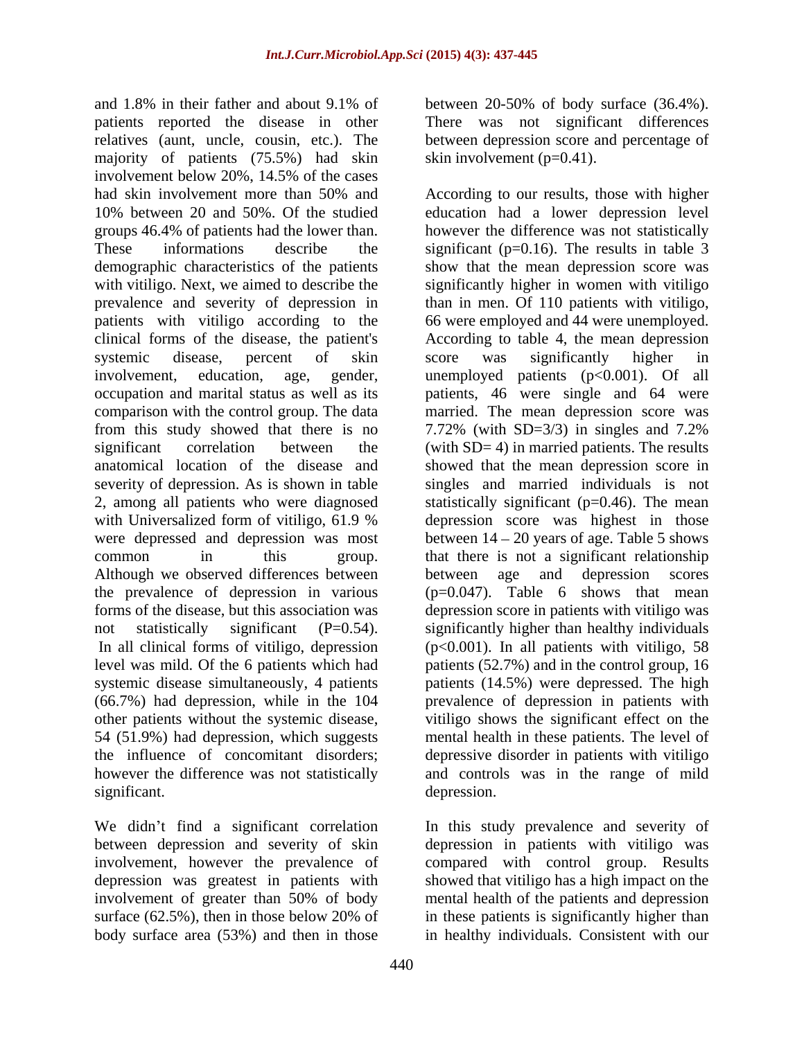and 1.8% in their father and about 9.1% of patients reported the disease in other relatives (aunt, uncle, cousin, etc.). The majority of patients (75.5%) had skin involvement below 20%, 14.5% of the cases had skin involvement more than 50% and 10% between 20 and 50%. Of the studied groups 46.4% of patients had the lower than. These informations describe the demographic characteristics of the patients with vitiligo. Next, we aimed to describe the prevalence and severity of depression in patients with vitiligo according to the clinical forms of the disease, the patient's systemic disease, percent of skin involvement, education, age, gender, occupation and marital status as well as its comparison with the control group. The data from this study showed that there is no significant correlation between the anatomical location of the disease and severity of depression. As is shown in table 2, among all patients who were diagnosed with Universalized form of vitiligo, 61.9 % were depressed and depression was most common in this group. Although we observed differences between the prevalence of depression in various forms of the disease, but this association was not statistically significant (P=0.54). In all clinical forms of vitiligo, depression level was mild. Of the 6 patients which had systemic disease simultaneously, 4 patients (66.7%) had depression, while in the 104 other patients without the systemic disease, 54 (51.9%) had depression, which suggests the influence of concomitant disorders; however the difference was not statistically significant.

We didn't find a significant correlation between depression and severity of skin involvement, however the prevalence of depression was greatest in patients with involvement of greater than 50% of body surface (62.5%), then in those below 20% of body surface area (53%) and then in those between 20-50% of body surface (36.4%). There was not significant differences between depression score and percentage of skin involvement (p=0.41).

According to our results, those with higher education had a lower depression level however the difference was not statistically significant (p=0.16). The results in table 3 show that the mean depression score was significantly higher in women with vitiligo than in men. Of 110 patients with vitiligo, 66 were employed and 44 were unemployed. According to table 4, the mean depression score was significantly higher in unemployed patients ($p<0.001$). Of all patients, 46 were single and 64 were married. The mean depression score was 7.72% (with SD=3/3) in singles and 7.2% (with SD= 4) in married patients. The results showed that the mean depression score in singles and married individuals is not statistically significant (p=0.46). The mean depression score was highest in those between 14 – 20 years of age. Table 5 shows that there is not a significant relationship between age and depression scores (p=0.047). Table 6 shows that mean depression score in patients with vitiligo was significantly higher than healthy individuals ($p<0.001$). In all patients with vitiligo, 58 patients (52.7%) and in the control group, 16 patients (14.5%) were depressed. The high prevalence of depression in patients with vitiligo shows the significant effect on the mental health in these patients. The level of depressive disorder in patients with vitiligo and controls was in the range of mild depression.

In this study prevalence and severity of depression in patients with vitiligo was compared with control group. Results showed that vitiligo has a high impact on the mental health of the patients and depression in these patients is significantly higher than in healthy individuals. Consistent with our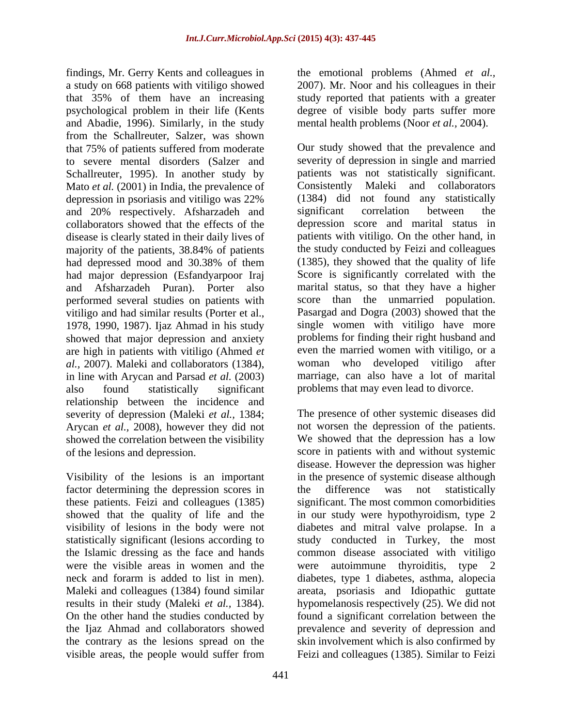findings, Mr. Gerry Kents and colleagues in a study on 668 patients with vitiligo showed that 35% of them have an increasing psychological problem in their life (Kents and Abadie, 1996). Similarly, in the study from the Schallreuter, Salzer, was shown that 75% of patients suffered from moderate to severe mental disorders (Salzer and Schallreuter, 1995). In another study by Mato *et al.* (2001) in India, the prevalence of depression in psoriasis and vitiligo was 22% and 20% respectively. Afsharzadeh and collaborators showed that the effects of the disease is clearly stated in their daily lives of majority of the patients, 38.84% of patients had depressed mood and 30.38% of them had major depression (Esfandyarpoor Iraj and Afsharzadeh Puran). Porter also performed several studies on patients with vitiligo and had similar results (Porter et al., 1978, 1990, 1987). Ijaz Ahmad in his study showed that major depression and anxiety are high in patients with vitiligo (Ahmed *et al.*, 2007). Maleki and collaborators (1384), in line with Arycan and Parsad *et al.* (2003) also found statistically significant relationship between the incidence and severity of depression (Maleki *et al.*, 1384; Arycan *et al.*, 2008), however they did not showed the correlation between the visibility of the lesions and depression.

Visibility of the lesions is an important factor determining the depression scores in these patients. Feizi and colleagues (1385) showed that the quality of life and the visibility of lesions in the body were not statistically significant (lesions according to the Islamic dressing as the face and hands were the visible areas in women and the neck and forarm is added to list in men). Maleki and colleagues (1384) found similar results in their study (Maleki *et al.*, 1384). On the other hand the studies conducted by the Ijaz Ahmad and collaborators showed the contrary as the lesions spread on the visible areas, the people would suffer from the emotional problems (Ahmed *et al.*, 2007). Mr. Noor and his colleagues in their study reported that patients with a greater degree of visible body parts suffer more mental health problems (Noor *et al.*, 2004).

Our study showed that the prevalence and severity of depression in single and married patients was not statistically significant. Consistently Maleki and collaborators (1384) did not found any statistically significant correlation between the depression score and marital status in patients with vitiligo. On the other hand, in the study conducted by Feizi and colleagues (1385), they showed that the quality of life Score is significantly correlated with the marital status, so that they have a higher score than the unmarried population. Pasargad and Dogra (2003) showed that the single women with vitiligo have more problems for finding their right husband and even the married women with vitiligo, or a woman who developed vitiligo after marriage, can also have a lot of marital problems that may even lead to divorce.

The presence of other systemic diseases did not worsen the depression of the patients. We showed that the depression has a low score in patients with and without systemic disease. However the depression was higher in the presence of systemic disease although the difference was not statistically significant. The most common comorbidities in our study were hypothyroidism, type 2 diabetes and mitral valve prolapse. In a study conducted in Turkey, the most common disease associated with vitiligo were autoimmune thyroiditis, type 2 diabetes, type 1 diabetes, asthma, alopecia areata, psoriasis and Idiopathic guttate hypomelanosis respectively (25). We did not found a significant correlation between the prevalence and severity of depression and skin involvement which is also confirmed by Feizi and colleagues (1385). Similar to Feizi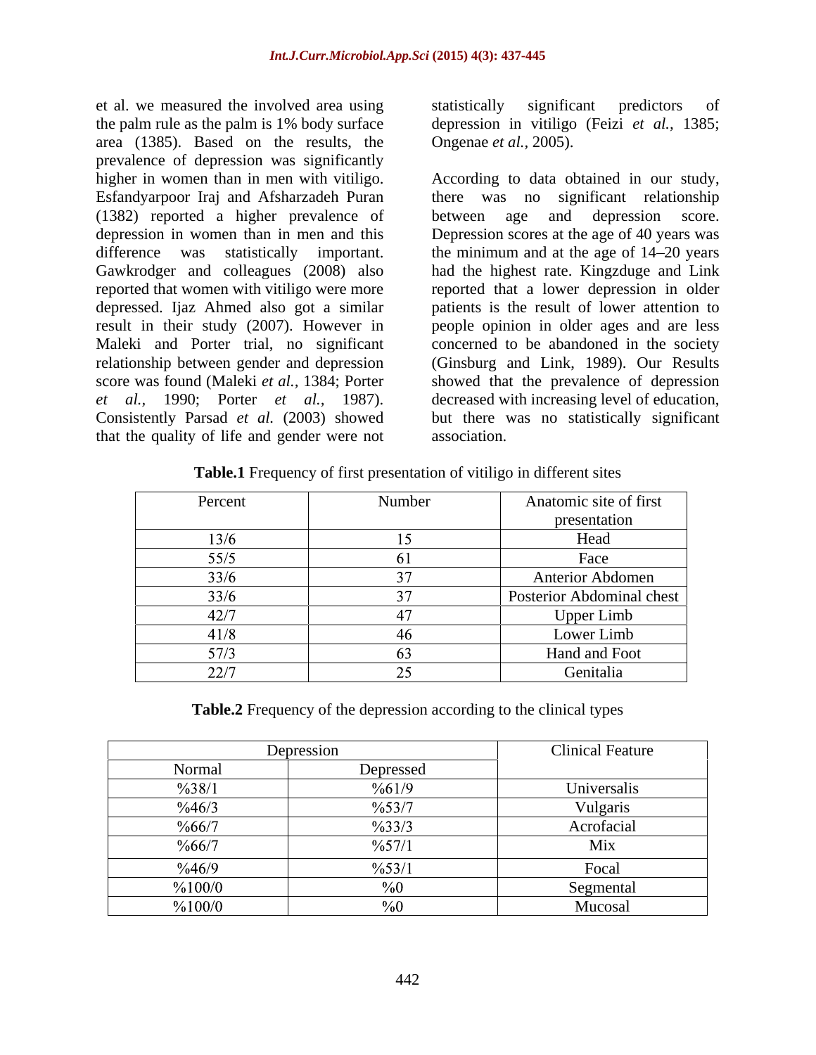et al. we measured the involved area using the palm rule as the palm is 1% body surface area (1385). Based on the results, the prevalence of depression was significantly higher in women than in men with vitiligo. Esfandyarpoor Iraj and Afsharzadeh Puran (1382) reported a higher prevalence of depression in women than in men and this difference was statistically important. Gawkrodger and colleagues (2008) also reported that women with vitiligo were more depressed. Ijaz Ahmed also got a similar result in their study (2007). However in Maleki and Porter trial, no significant relationship between gender and depression score was found (Maleki *et al.*, 1384; Porter *et al.*, 1990; Porter *et al.*, 1987). Consistently Parsad *et al.* (2003) showed that the quality of life and gender were not statistically significant predictors of depression in vitiligo (Feizi *et al.*, 1385; Ongenae *et al.*, 2005).

According to data obtained in our study, there was no significant relationship between age and depression score. Depression scores at the age of 40 years was the minimum and at the age of 14–20 years had the highest rate. Kingzduge and Link reported that a lower depression in older patients is the result of lower attention to people opinion in older ages and are less concerned to be abandoned in the society (Ginsburg and Link, 1989). Our Results showed that the prevalence of depression decreased with increasing level of education, but there was no statistically significant association.

**Table.1** Frequency of first presentation of vitiligo in different sites

| Percent | Number | Anatomic site of first presentation |
|---|---|---|
| 13/6 | 15 | Head |
| 55/5 | 61 | Face |
| 33/6 | 37 | Anterior Abdomen |
| 33/6 | 37 | Posterior Abdominal chest |
| 42/7 | 47 | Upper Limb |
| 41/8 | 46 | Lower Limb |
| 57/3 | 63 | Hand and Foot |
| 22/7 | 25 | Genitalia |

**Table.2** Frequency of the depression according to the clinical types

| Depression | | Clinical Feature |
|---|---|---|
| Normal | Depressed | |
| %38/1 | %61/9 | Universalis |
| %46/3 | %53/7 | Vulgaris |
| %66/7 | %33/3 | Acrofacial |
| %66/7 | %57/1 | Mix |
| %46/9 | %53/1 | Focal |
| %100/0 | %0 | Segmental |
| %100/0 | %0 | Mucosal |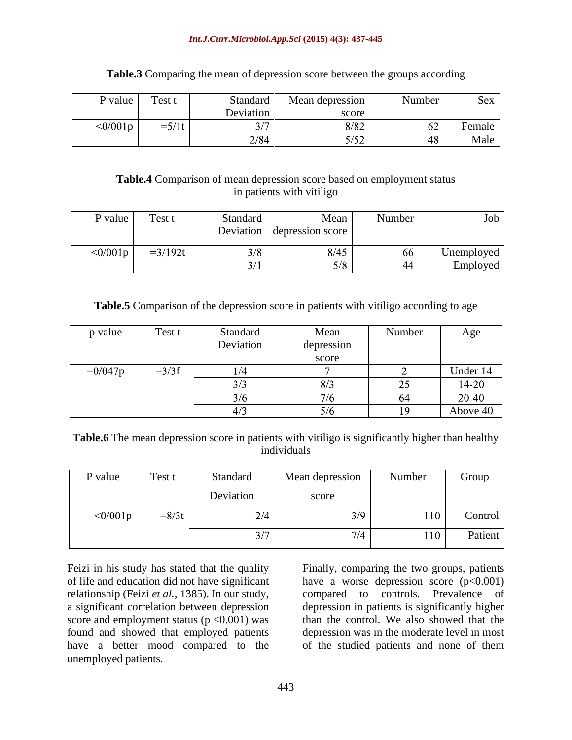**Table.3** Comparing the mean of depression score between the groups according

| P value | Test t | Standard Deviation | Mean depression score | Number | Sex |
|---|---|---|---|---|---|
| <0/001p | =5/1t | 3/7 | 8/82 | 62 | Female |
| | | 2/84 | 5/52 | 48 | Male |

**Table.4** Comparison of mean depression score based on employment status in patients with vitiligo

| P value | Test t | Standard Deviation | Mean depression score | Number | Job |
|---|---|---|---|---|---|
| <0/001p | =3/192t | 3/8 | 8/45 | 66 | Unemployed |
| | | 3/1 | 5/8 | 44 | Employed |

**Table.5** Comparison of the depression score in patients with vitiligo according to age

| p value | Test t | Standard Deviation | Mean depression score | Number | Age |
|---|---|---|---|---|---|
| =0/047p | =3/3f | 1/4 | 7 | 2 | Under 14 |
| | | 3/3 | 8/3 | 25 | 14-20 |
| | | 3/6 | 7/6 | 64 | 20-40 |
| | | 4/3 | 5/6 | 19 | Above 40 |

**Table.6** The mean depression score in patients with vitiligo is significantly higher than healthy individuals

| P value | Test t | Standard Deviation | Mean depression score | Number | Group |
|---|---|---|---|---|---|
| <0/001p | =8/3t | 2/4 | 3/9 | 110 | Control |
| | | 3/7 | 7/4 | 110 | Patient |

Feizi in his study has stated that the quality of life and education did not have significant relationship (Feizi *et al.,* 1385). In our study, a significant correlation between depression score and employment status ($p < 0.001$) was found and showed that employed patients have a better mood compared to the unemployed patients.

Finally, comparing the two groups, patients have a worse depression score ($p<0.001$) compared to controls. Prevalence of depression in patients is significantly higher than the control. We also showed that the depression was in the moderate level in most of the studied patients and none of them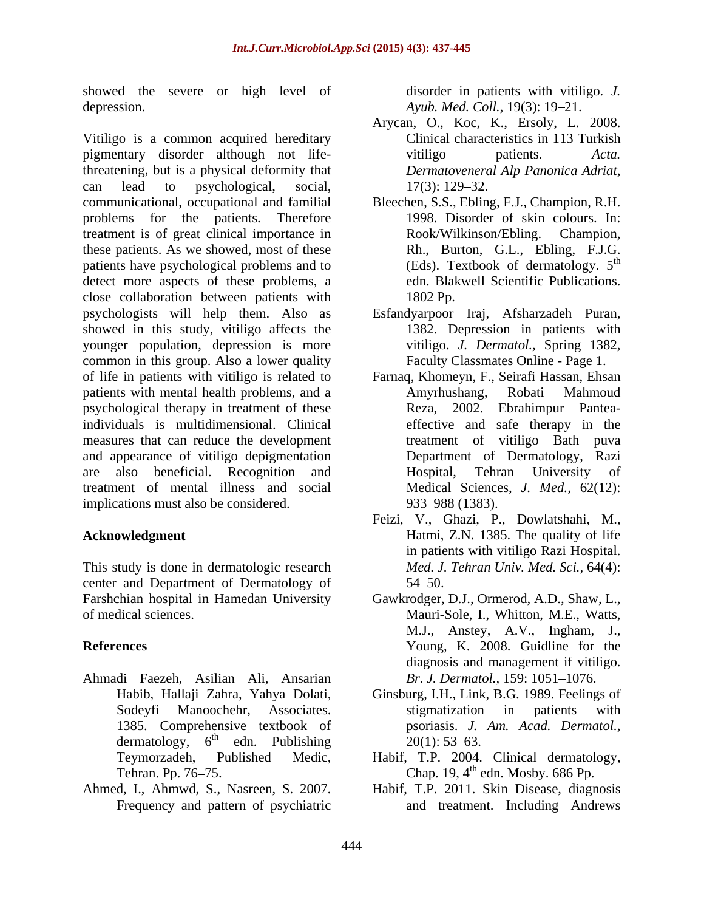showed the severe or high level of depression.

Vitiligo is a common acquired hereditary pigmentary disorder although not life-threatening, but is a physical deformity that can lead to psychological, social, communicational, occupational and familial problems for the patients. Therefore treatment is of great clinical importance in these patients. As we showed, most of these patients have psychological problems and to detect more aspects of these problems, a close collaboration between patients with psychologists will help them. Also as showed in this study, vitiligo affects the younger population, depression is more common in this group. Also a lower quality of life in patients with vitiligo is related to patients with mental health problems, and a psychological therapy in treatment of these individuals is multidimensional. Clinical measures that can reduce the development and appearance of vitiligo depigmentation are also beneficial. Recognition and treatment of mental illness and social implications must also be considered.

## Acknowledgment

This study is done in dermatologic research center and Department of Dermatology of Farshchian hospital in Hamedan University of medical sciences.

## References

- Ahmadi Faezeh, Asilian Ali, Ansarian Habib, Hallaji Zahra, Yahya Dolati, Sodeyfi Manoochehr, Associates. 1385. Comprehensive textbook of dermatology, 6th edn. Publishing Teymorzadeh, Published Medic, Tehran. Pp. 76–75.
- Ahmed, I., Ahmwd, S., Nasreen, S. 2007. Frequency and pattern of psychiatric disorder in patients with vitiligo. *J. Ayub. Med. Coll.,* 19(3): 19–21.
- Arycan, O., Koc, K., Ersoly, L. 2008. Clinical characteristics in 113 Turkish vitiligo patients. *Acta. Dermatoveneral Alp Panonica Adriat,* 17(3): 129–32.
- Bleechen, S.S., Ebling, F.J., Champion, R.H. 1998. Disorder of skin colours. In: Rook/Wilkinson/Ebling. Champion, Rh., Burton, G.L., Ebling, F.J.G. (Eds). Textbook of dermatology. 5th edn. Blakwell Scientific Publications. 1802 Pp.
- Esfandyarpoor Iraj, Afsharzadeh Puran, 1382. Depression in patients with vitiligo. *J. Dermatol.,* Spring 1382, Faculty Classmates Online - Page 1.
- Farnaq, Khomeyn, F., Seirafi Hassan, Ehsan Amyrhushang, Robati Mahmoud Reza, 2002. Ebrahimpur Pantea-effective and safe therapy in the treatment of vitiligo Bath puva Department of Dermatology, Razi Hospital, Tehran University of Medical Sciences, *J. Med.,* 62(12): 933–988 (1383).
- Feizi, V., Ghazi, P., Dowlatshahi, M., Hatmi, Z.N. 1385. The quality of life in patients with vitiligo Razi Hospital. *Med. J. Tehran Univ. Med. Sci.,* 64(4): 54–50.
- Gawkrodger, D.J., Ormerod, A.D., Shaw, L., Mauri-Sole, I., Whitton, M.E., Watts, M.J., Anstey, A.V., Ingham, J., Young, K. 2008. Guidline for the diagnosis and management if vitiligo. *Br. J. Dermatol.,* 159: 1051–1076.
- Ginsburg, I.H., Link, B.G. 1989. Feelings of stigmatization in patients with psoriasis. *J. Am. Acad. Dermatol.,* 20(1): 53–63.
- Habif, T.P. 2004. Clinical dermatology, Chap. 19, 4th edn. Mosby. 686 Pp.
- Habif, T.P. 2011. Skin Disease, diagnosis and treatment. Including Andrews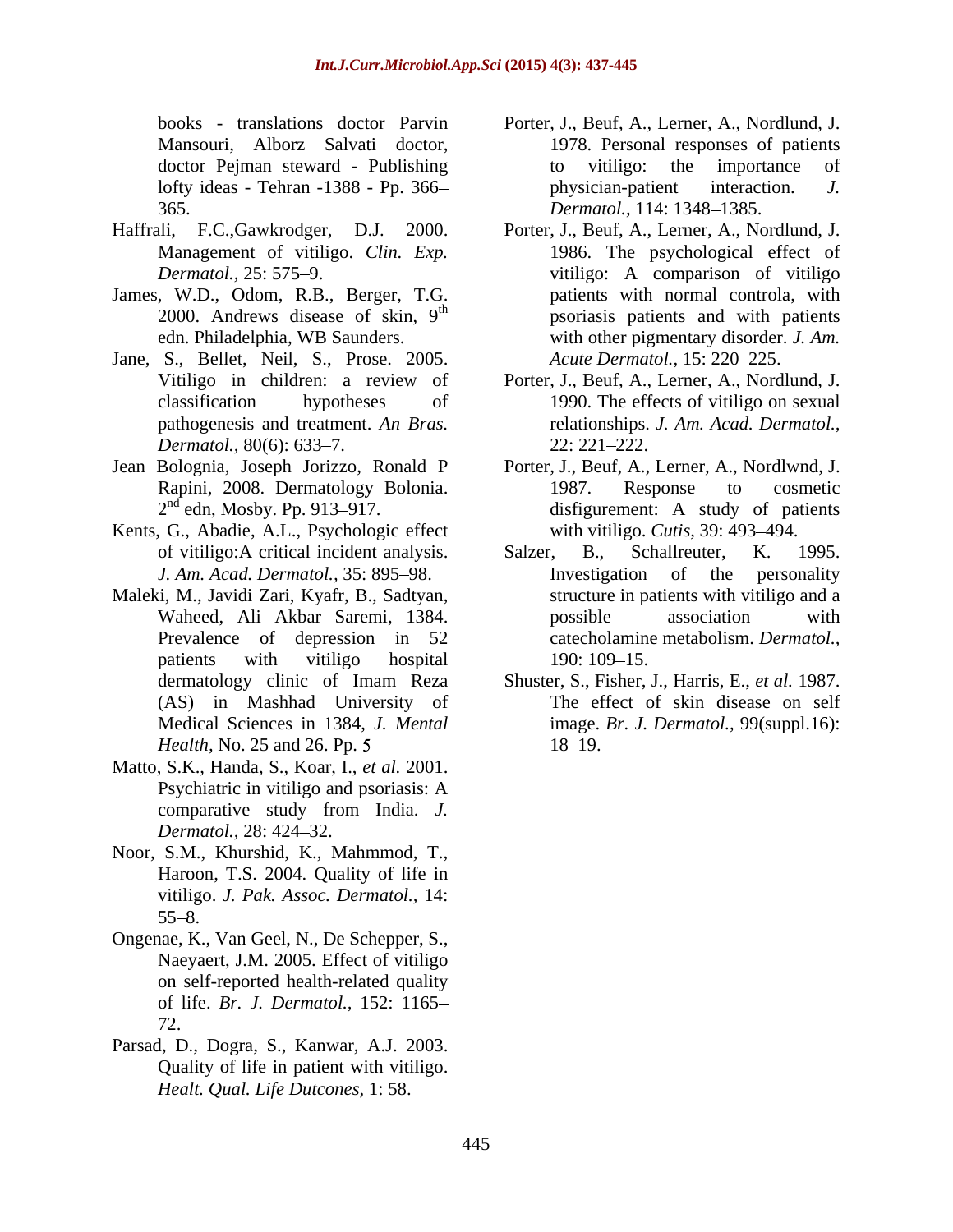books - translations doctor Parvin Mansouri, Alborz Salvati doctor, doctor Pejman steward - Publishing lofty ideas - Tehran -1388 - Pp. 366–365.

Haffrali, F.C.,Gawkrodger, D.J. 2000. Management of vitiligo. *Clin. Exp. Dermatol.,* 25: 575–9.

James, W.D., Odom, R.B., Berger, T.G. 2000. Andrews disease of skin, 9th edn. Philadelphia, WB Saunders.

Jane, S., Bellet, Neil, S., Prose. 2005. Vitiligo in children: a review of classification hypotheses of pathogenesis and treatment. *An Bras. Dermatol.,* 80(6): 633–7.

Jean Bolognia, Joseph Jorizzo, Ronald P Rapini, 2008. Dermatology Bolonia. 2nd edn, Mosby. Pp. 913–917.

Kents, G., Abadie, A.L., Psychologic effect of vitiligo:A critical incident analysis. *J. Am. Acad. Dermatol.,* 35: 895–98.

Maleki, M., Javidi Zari, Kyafr, B., Sadtyan, Waheed, Ali Akbar Saremi, 1384. Prevalence of depression in 52 patients with vitiligo hospital dermatology clinic of Imam Reza (AS) in Mashhad University of Medical Sciences in 1384, *J. Mental Health,* No. 25 and 26. Pp. 5

Matto, S.K., Handa, S., Koar, I., *et al.* 2001. Psychiatric in vitiligo and psoriasis: A comparative study from India. *J. Dermatol.,* 28: 424–32.

Noor, S.M., Khurshid, K., Mahmmod, T., Haroon, T.S. 2004. Quality of life in vitiligo. *J. Pak. Assoc. Dermatol.,* 14: 55–8.

Ongenae, K., Van Geel, N., De Schepper, S., Naeyaert, J.M. 2005. Effect of vitiligo on self-reported health-related quality of life. *Br. J. Dermatol.,* 152: 1165–72.

Parsad, D., Dogra, S., Kanwar, A.J. 2003. Quality of life in patient with vitiligo. *Healt. Qual. Life Dutcones,* 1: 58.

Porter, J., Beuf, A., Lerner, A., Nordlund, J. 1978. Personal responses of patients to vitiligo: the importance of physician-patient interaction. *J. Dermatol.,* 114: 1348–1385.

Porter, J., Beuf, A., Lerner, A., Nordlund, J. 1986. The psychological effect of vitiligo: A comparison of vitiligo patients with normal controla, with psoriasis patients and with patients with other pigmentary disorder. *J. Am. Acute Dermatol.,* 15: 220–225.

Porter, J., Beuf, A., Lerner, A., Nordlund, J. 1990. The effects of vitiligo on sexual relationships. *J. Am. Acad. Dermatol.,* 22: 221–222.

Porter, J., Beuf, A., Lerner, A., Nordlwnd, J. 1987. Response to cosmetic disfigurement: A study of patients with vitiligo. *Cutis,* 39: 493–494.

Salzer, B., Schallreuter, K. 1995. Investigation of the personality structure in patients with vitiligo and a possible association with catecholamine metabolism. *Dermatol.,* 190: 109–15.

Shuster, S., Fisher, J., Harris, E., *et al.* 1987. The effect of skin disease on self image. *Br. J. Dermatol.,* 99(suppl.16): 18–19.